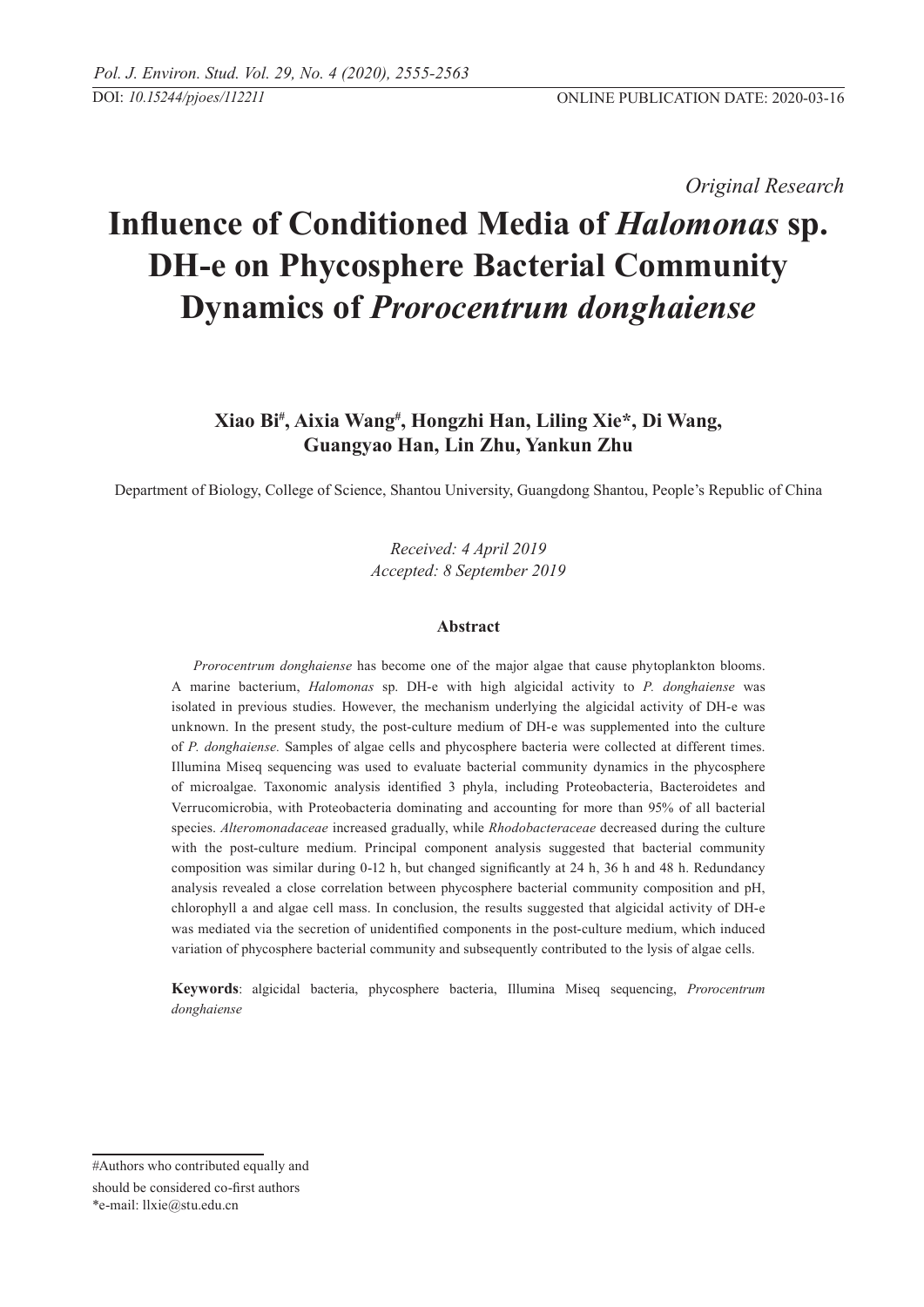*Original Research*

# Influence of Conditioned Media of *Halomonas* sp. DH-e on Phycosphere Bacterial Community Dynamics of *Prorocentrum donghaiense*

**Xiao Bi[#], Aixia Wang[#], Hongzhi Han, Liling Xie*, Di Wang, Guangyao Han, Lin Zhu, Yankun Zhu**

Department of Biology, College of Science, Shantou University, Guangdong Shantou, People's Republic of China

*Received: 4 April 2019*
*Accepted: 8 September 2019*

## Abstract

*Prorocentrum donghaiense* has become one of the major algae that cause phytoplankton blooms. A marine bacterium, *Halomonas* sp. DH-e with high algicidal activity to *P. donghaiense* was isolated in previous studies. However, the mechanism underlying the algicidal activity of DH-e was unknown. In the present study, the post-culture medium of DH-e was supplemented into the culture of *P. donghaiense.* Samples of algae cells and phycosphere bacteria were collected at different times. Illumina Miseq sequencing was used to evaluate bacterial community dynamics in the phycosphere of microalgae. Taxonomic analysis identified 3 phyla, including Proteobacteria, Bacteroidetes and Verrucomicrobia, with Proteobacteria dominating and accounting for more than 95% of all bacterial species. *Alteromonadaceae* increased gradually, while *Rhodobacteraceae* decreased during the culture with the post-culture medium. Principal component analysis suggested that bacterial community composition was similar during 0-12 h, but changed significantly at 24 h, 36 h and 48 h. Redundancy analysis revealed a close correlation between phycosphere bacterial community composition and pH, chlorophyll a and algae cell mass. In conclusion, the results suggested that algicidal activity of DH-e was mediated via the secretion of unidentified components in the post-culture medium, which induced variation of phycosphere bacterial community and subsequently contributed to the lysis of algae cells.

**Keywords**: algicidal bacteria, phycosphere bacteria, Illumina Miseq sequencing, *Prorocentrum donghaiense*

#Authors who contributed equally and should be considered co-first authors
*e-mail: llxie@stu.edu.cn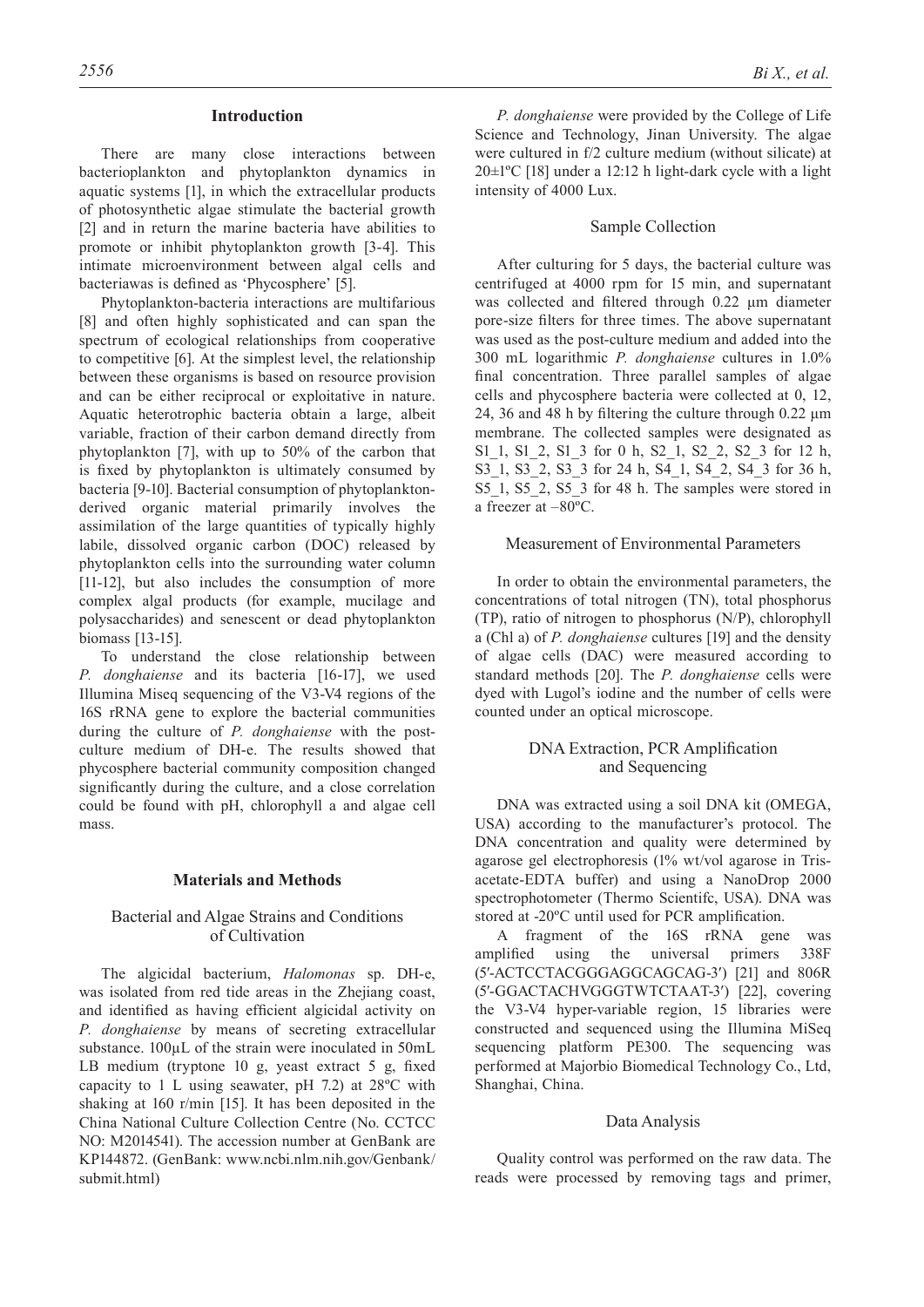## Introduction

There are many close interactions between bacterioplankton and phytoplankton dynamics in aquatic systems [1], in which the extracellular products of photosynthetic algae stimulate the bacterial growth [2] and in return the marine bacteria have abilities to promote or inhibit phytoplankton growth [3-4]. This intimate microenvironment between algal cells and bacteriawas is defined as 'Phycosphere' [5].

Phytoplankton-bacteria interactions are multifarious [8] and often highly sophisticated and can span the spectrum of ecological relationships from cooperative to competitive [6]. At the simplest level, the relationship between these organisms is based on resource provision and can be either reciprocal or exploitative in nature. Aquatic heterotrophic bacteria obtain a large, albeit variable, fraction of their carbon demand directly from phytoplankton [7], with up to 50% of the carbon that is fixed by phytoplankton is ultimately consumed by bacteria [9-10]. Bacterial consumption of phytoplankton-derived organic material primarily involves the assimilation of the large quantities of typically highly labile, dissolved organic carbon (DOC) released by phytoplankton cells into the surrounding water column [11-12], but also includes the consumption of more complex algal products (for example, mucilage and polysaccharides) and senescent or dead phytoplankton biomass [13-15].

To understand the close relationship between *P. donghaiense* and its bacteria [16-17], we used Illumina Miseq sequencing of the V3-V4 regions of the 16S rRNA gene to explore the bacterial communities during the culture of *P. donghaiense* with the post-culture medium of DH-e. The results showed that phycosphere bacterial community composition changed significantly during the culture, and a close correlation could be found with pH, chlorophyll a and algae cell mass.

## Materials and Methods

### Bacterial and Algae Strains and Conditions of Cultivation

The algicidal bacterium, *Halomonas* sp. DH-e, was isolated from red tide areas in the Zhejiang coast, and identified as having efficient algicidal activity on *P. donghaiense* by means of secreting extracellular substance. 100μL of the strain were inoculated in 50mL LB medium (tryptone 10 g, yeast extract 5 g, fixed capacity to 1 L using seawater, pH 7.2) at 28ºC with shaking at 160 r/min [15]. It has been deposited in the China National Culture Collection Centre (No. CCTCC NO: M2014541). The accession number at GenBank are KP144872. (GenBank: www.ncbi.nlm.nih.gov/Genbank/submit.html)

*P. donghaiense* were provided by the College of Life Science and Technology, Jinan University. The algae were cultured in f/2 culture medium (without silicate) at 20±1ºC [18] under a 12:12 h light-dark cycle with a light intensity of 4000 Lux.

### Sample Collection

After culturing for 5 days, the bacterial culture was centrifuged at 4000 rpm for 15 min, and supernatant was collected and filtered through 0.22 μm diameter pore-size filters for three times. The above supernatant was used as the post-culture medium and added into the 300 mL logarithmic *P. donghaiense* cultures in 1.0% final concentration. Three parallel samples of algae cells and phycosphere bacteria were collected at 0, 12, 24, 36 and 48 h by filtering the culture through 0.22 μm membrane. The collected samples were designated as S1_1, S1_2, S1_3 for 0 h, S2_1, S2_2, S2_3 for 12 h, S3_1, S3_2, S3_3 for 24 h, S4_1, S4_2, S4_3 for 36 h, S5_1, S5_2, S5_3 for 48 h. The samples were stored in a freezer at –80ºC.

### Measurement of Environmental Parameters

In order to obtain the environmental parameters, the concentrations of total nitrogen (TN), total phosphorus (TP), ratio of nitrogen to phosphorus (N/P), chlorophyll a (Chl a) of *P. donghaiense* cultures [19] and the density of algae cells (DAC) were measured according to standard methods [20]. The *P. donghaiense* cells were dyed with Lugol's iodine and the number of cells were counted under an optical microscope.

### DNA Extraction, PCR Amplification and Sequencing

DNA was extracted using a soil DNA kit (OMEGA, USA) according to the manufacturer's protocol. The DNA concentration and quality were determined by agarose gel electrophoresis (1% wt/vol agarose in Tris-acetate-EDTA buffer) and using a NanoDrop 2000 spectrophotometer (Thermo Scientifc, USA). DNA was stored at -20ºC until used for PCR amplification.

A fragment of the 16S rRNA gene was amplified using the universal primers 338F (5′-ACTCCTACGGGAGGCAGCAG-3′) [21] and 806R (5′-GGACTACHVGGGTWTCTAAT-3′) [22], covering the V3-V4 hyper-variable region, 15 libraries were constructed and sequenced using the Illumina MiSeq sequencing platform PE300. The sequencing was performed at Majorbio Biomedical Technology Co., Ltd, Shanghai, China.

### Data Analysis

Quality control was performed on the raw data. The reads were processed by removing tags and primer,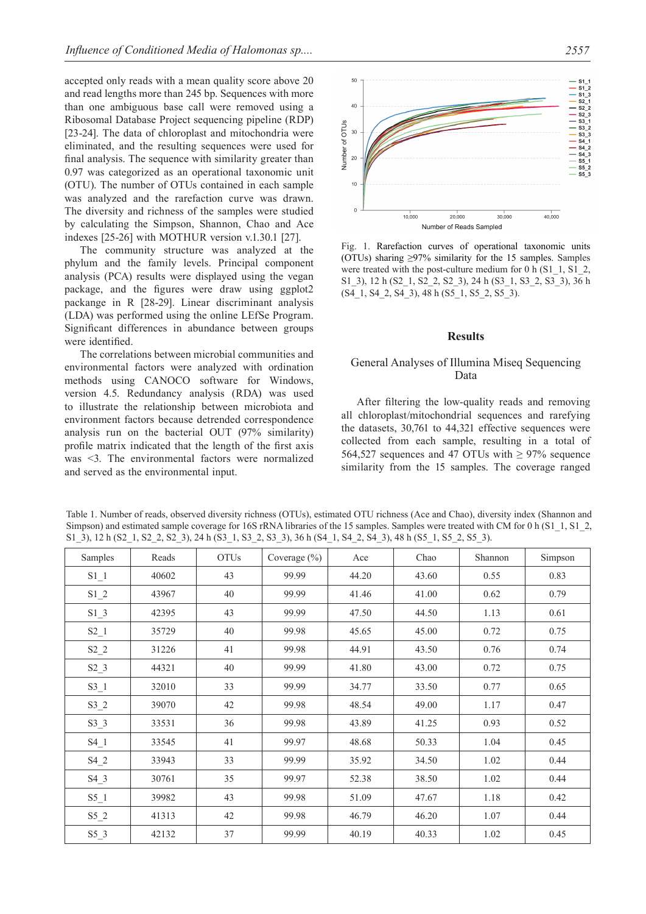accepted only reads with a mean quality score above 20 and read lengths more than 245 bp. Sequences with more than one ambiguous base call were removed using a Ribosomal Database Project sequencing pipeline (RDP) [23-24]. The data of chloroplast and mitochondria were eliminated, and the resulting sequences were used for final analysis. The sequence with similarity greater than 0.97 was categorized as an operational taxonomic unit (OTU). The number of OTUs contained in each sample was analyzed and the rarefaction curve was drawn. The diversity and richness of the samples were studied by calculating the Simpson, Shannon, Chao and Ace indexes [25-26] with MOTHUR version v.1.30.1 [27].

The community structure was analyzed at the phylum and the family levels. Principal component analysis (PCA) results were displayed using the vegan package, and the figures were draw using ggplot2 package in R [28-29]. Linear discriminant analysis (LDA) was performed using the online LEfSe Program. Significant differences in abundance between groups were identified.

The correlations between microbial communities and environmental factors were analyzed with ordination methods using CANOCO software for Windows, version 4.5. Redundancy analysis (RDA) was used to illustrate the relationship between microbiota and environment factors because detrended correspondence analysis run on the bacterial OUT (97% similarity) profile matrix indicated that the length of the first axis was <3. The environmental factors were normalized and served as the environmental input.

Fig. 1. Rarefaction curves of operational taxonomic units (OTUs) sharing ≥97% similarity for the 15 samples. Samples were treated with the post-culture medium for 0 h (S1_1, S1_2, S1_3), 12 h (S2_1, S2_2, S2_3), 24 h (S3_1, S3_2, S3_3), 36 h (S4_1, S4_2, S4_3), 48 h (S5_1, S5_2, S5_3).

## Results

### General Analyses of Illumina Miseq Sequencing Data

After filtering the low-quality reads and removing all chloroplast/mitochondrial sequences and rarefying the datasets, 30,761 to 44,321 effective sequences were collected from each sample, resulting in a total of 564,527 sequences and 47 OTUs with ≥ 97% sequence similarity from the 15 samples. The coverage ranged

Table 1. Number of reads, observed diversity richness (OTUs), estimated OTU richness (Ace and Chao), diversity index (Shannon and Simpson) and estimated sample coverage for 16S rRNA libraries of the 15 samples. Samples were treated with CM for 0 h (S1_1, S1_2, S1_3), 12 h (S2_1, S2_2, S2_3), 24 h (S3_1, S3_2, S3_3), 36 h (S4_1, S4_2, S4_3), 48 h (S5_1, S5_2, S5_3).

| Samples | Reads | OTUs | Coverage (%) | Ace | Chao | Shannon | Simpson |
|---|---|---|---|---|---|---|---|
| S1_1 | 40602 | 43 | 99.99 | 44.20 | 43.60 | 0.55 | 0.83 |
| S1_2 | 43967 | 40 | 99.99 | 41.46 | 41.00 | 0.62 | 0.79 |
| S1_3 | 42395 | 43 | 99.99 | 47.50 | 44.50 | 1.13 | 0.61 |
| S2_1 | 35729 | 40 | 99.98 | 45.65 | 45.00 | 0.72 | 0.75 |
| S2_2 | 31226 | 41 | 99.98 | 44.91 | 43.50 | 0.76 | 0.74 |
| S2_3 | 44321 | 40 | 99.99 | 41.80 | 43.00 | 0.72 | 0.75 |
| S3_1 | 32010 | 33 | 99.99 | 34.77 | 33.50 | 0.77 | 0.65 |
| S3_2 | 39070 | 42 | 99.98 | 48.54 | 49.00 | 1.17 | 0.47 |
| S3_3 | 33531 | 36 | 99.98 | 43.89 | 41.25 | 0.93 | 0.52 |
| S4_1 | 33545 | 41 | 99.97 | 48.68 | 50.33 | 1.04 | 0.45 |
| S4_2 | 33943 | 33 | 99.99 | 35.92 | 34.50 | 1.02 | 0.44 |
| S4_3 | 30761 | 35 | 99.97 | 52.38 | 38.50 | 1.02 | 0.44 |
| S5_1 | 39982 | 43 | 99.98 | 51.09 | 47.67 | 1.18 | 0.42 |
| S5_2 | 41313 | 42 | 99.98 | 46.79 | 46.20 | 1.07 | 0.44 |
| S5_3 | 42132 | 37 | 99.99 | 40.19 | 40.33 | 1.02 | 0.45 |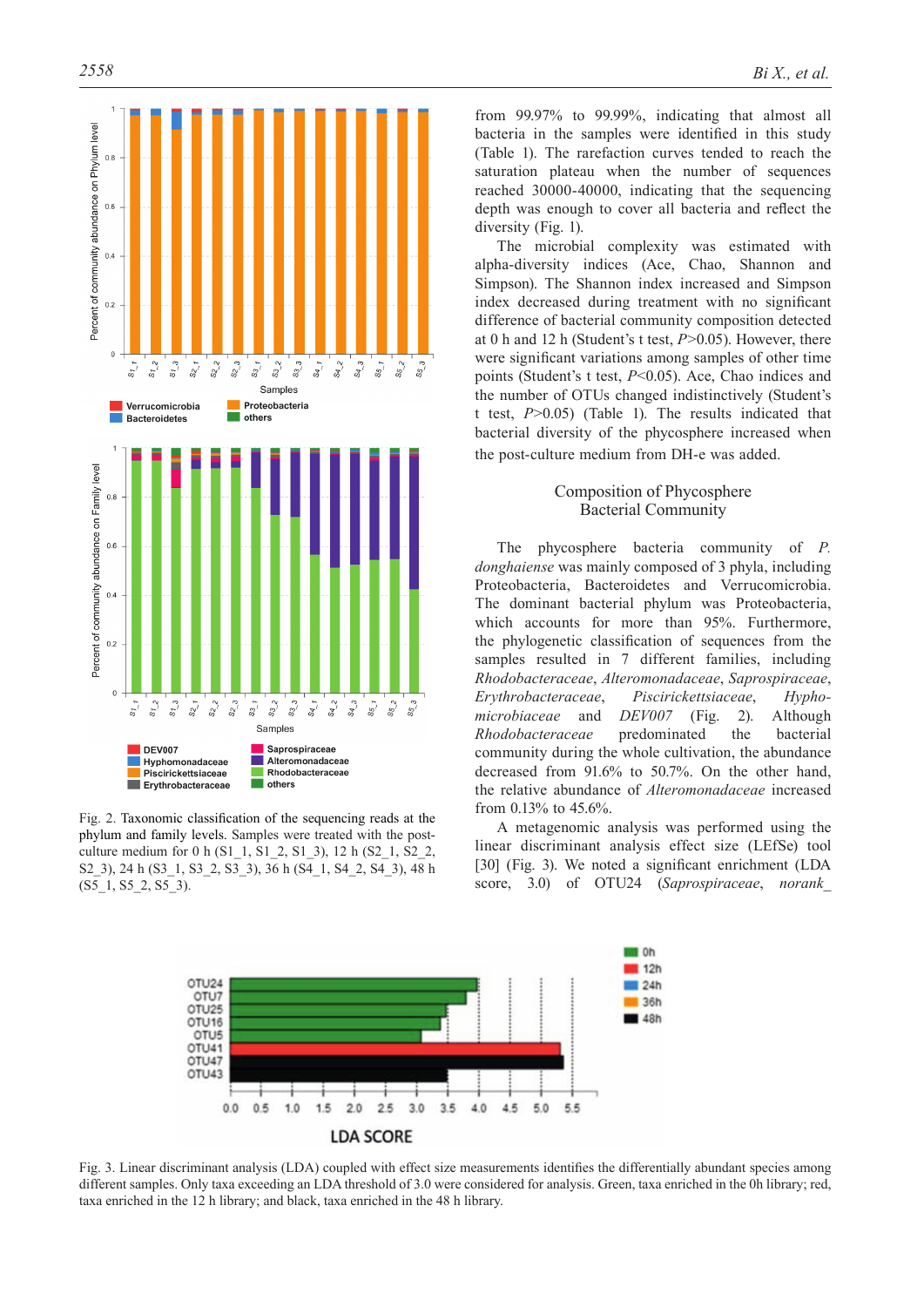from 99.97% to 99.99%, indicating that almost all bacteria in the samples were identified in this study (Table 1). The rarefaction curves tended to reach the saturation plateau when the number of sequences reached 30000-40000, indicating that the sequencing depth was enough to cover all bacteria and reflect the diversity (Fig. 1).

The microbial complexity was estimated with alpha-diversity indices (Ace, Chao, Shannon and Simpson). The Shannon index increased and Simpson index decreased during treatment with no significant difference of bacterial community composition detected at 0 h and 12 h (Student's t test, $P$>0.05). However, there were significant variations among samples of other time points (Student's t test, $P$<0.05). Ace, Chao indices and the number of OTUs changed indistinctively (Student's t test, $P$>0.05) (Table 1). The results indicated that bacterial diversity of the phycosphere increased when the post-culture medium from DH-e was added.

Fig. 2. Taxonomic classification of the sequencing reads at the phylum and family levels. Samples were treated with the post-culture medium for 0 h (S1_1, S1_2, S1_3), 12 h (S2_1, S2_2, S2_3), 24 h (S3_1, S3_2, S3_3), 36 h (S4_1, S4_2, S4_3), 48 h (S5_1, S5_2, S5_3).

## Composition of Phycosphere Bacterial Community

The phycosphere bacteria community of *P. donghaiense* was mainly composed of 3 phyla, including Proteobacteria, Bacteroidetes and Verrucomicrobia. The dominant bacterial phylum was Proteobacteria, which accounts for more than 95%. Furthermore, the phylogenetic classification of sequences from the samples resulted in 7 different families, including *Rhodobacteraceae*, *Alteromonadaceae*, *Saprospiraceae*, *Erythrobacteraceae*, *Piscirickettsiaceae*, *Hyphomicrobiaceae* and *DEV007* (Fig. 2). Although *Rhodobacteraceae* predominated the bacterial community during the whole cultivation, the abundance decreased from 91.6% to 50.7%. On the other hand, the relative abundance of *Alteromonadaceae* increased from 0.13% to 45.6%.

A metagenomic analysis was performed using the linear discriminant analysis effect size (LEfSe) tool [30] (Fig. 3). We noted a significant enrichment (LDA score, 3.0) of OTU24 (*Saprospiraceae*, *norank_*

Fig. 3. Linear discriminant analysis (LDA) coupled with effect size measurements identifies the differentially abundant species among different samples. Only taxa exceeding an LDA threshold of 3.0 were considered for analysis. Green, taxa enriched in the 0h library; red, taxa enriched in the 12 h library; and black, taxa enriched in the 48 h library.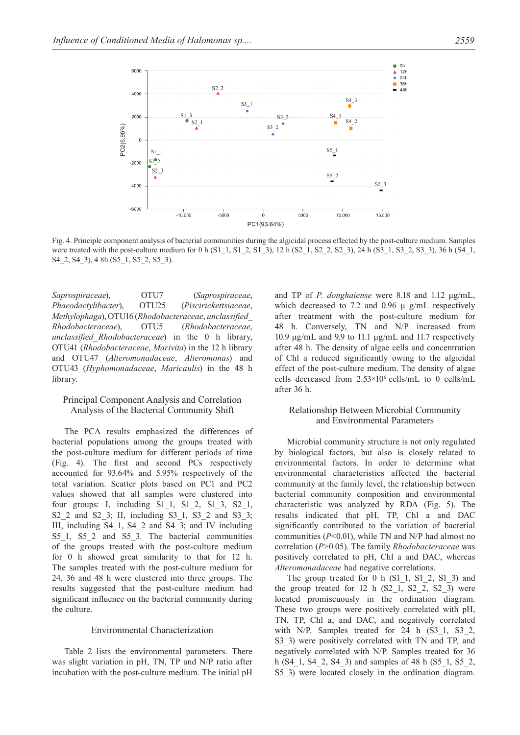Fig. 4. Principle component analysis of bacterial communities during the algicidal process effected by the post-culture medium. Samples were treated with the post-culture medium for 0 h (S1_1, S1_2, S1_3), 12 h (S2_1, S2_2, S2_3), 24 h (S3_1, S3_2, S3_3), 36 h (S4_1, S4_2, S4_3), 4 8h (S5_1, S5_2, S5_3).

*Saprospiraceae*), OTU7 (*Saprospiraceae*, *Phaeodactylibacter*), OTU25 (*Piscirickettsiaceae*, *Methylophaga*), OTU16 (*Rhodobacteraceae*, *unclassified_Rhodobacteraceae*), OTU5 (*Rhodobacteraceae*, *unclassified_Rhodobacteraceae*) in the 0 h library, OTU41 (*Rhodobacteraceae*, *Marivita*) in the 12 h library and OTU47 (*Alteromonadaceae*, *Alteromonas*) and OTU43 (*Hyphomonadaceae*, *Maricaulis*) in the 48 h library.

## Principal Component Analysis and Correlation Analysis of the Bacterial Community Shift

The PCA results emphasized the differences of bacterial populations among the groups treated with the post-culture medium for different periods of time (Fig. 4). The first and second PCs respectively accounted for 93.64% and 5.95% respectively of the total variation. Scatter plots based on PC1 and PC2 values showed that all samples were clustered into four groups: I, including S1_1, S1_2, S1_3, S2_1, S2_2 and S2_3; II, including S3_1, S3_2 and S3_3; III, including S4_1, S4_2 and S4_3; and IV including S5_1, S5_2 and S5_3. The bacterial communities of the groups treated with the post-culture medium for 0 h showed great similarity to that for 12 h. The samples treated with the post-culture medium for 24, 36 and 48 h were clustered into three groups. The results suggested that the post-culture medium had significant influence on the bacterial community during the culture.

## Environmental Characterization

Table 2 lists the environmental parameters. There was slight variation in pH, TN, TP and N/P ratio after incubation with the post-culture medium. The initial pH and TP of *P. donghaiense* were 8.18 and 1.12 μg/mL, which decreased to 7.2 and 0.96 μ g/mL respectively after treatment with the post-culture medium for 48 h. Conversely, TN and N/P increased from 10.9 μg/mL and 9.9 to 11.1 μg/mL and 11.7 respectively after 48 h. The density of algae cells and concentration of Chl a reduced significantly owing to the algicidal effect of the post-culture medium. The density of algae cells decreased from $2.53 \times 10^6$ cells/mL to 0 cells/mL after 36 h.

## Relationship Between Microbial Community and Environmental Parameters

Microbial community structure is not only regulated by biological factors, but also is closely related to environmental factors. In order to determine what environmental characteristics affected the bacterial community at the family level, the relationship between bacterial community composition and environmental characteristic was analyzed by RDA (Fig. 5). The results indicated that pH, TP, Chl a and DAC significantly contributed to the variation of bacterial communities ($P<0.01$), while TN and N/P had almost no correlation ($P>0.05$). The family *Rhodobacteraceae* was positively correlated to pH, Chl a and DAC, whereas *Alteromonadaceae* had negative correlations.

The group treated for 0 h (S1_1, S1_2, S1_3) and the group treated for 12 h (S2_1, S2_2, S2_3) were located promiscuously in the ordination diagram. These two groups were positively correlated with pH, TN, TP, Chl a, and DAC, and negatively correlated with N/P. Samples treated for 24 h (S3_1, S3_2, S3_3) were positively correlated with TN and TP, and negatively correlated with N/P. Samples treated for 36 h (S4_1, S4_2, S4_3) and samples of 48 h (S5_1, S5_2, S5_3) were located closely in the ordination diagram.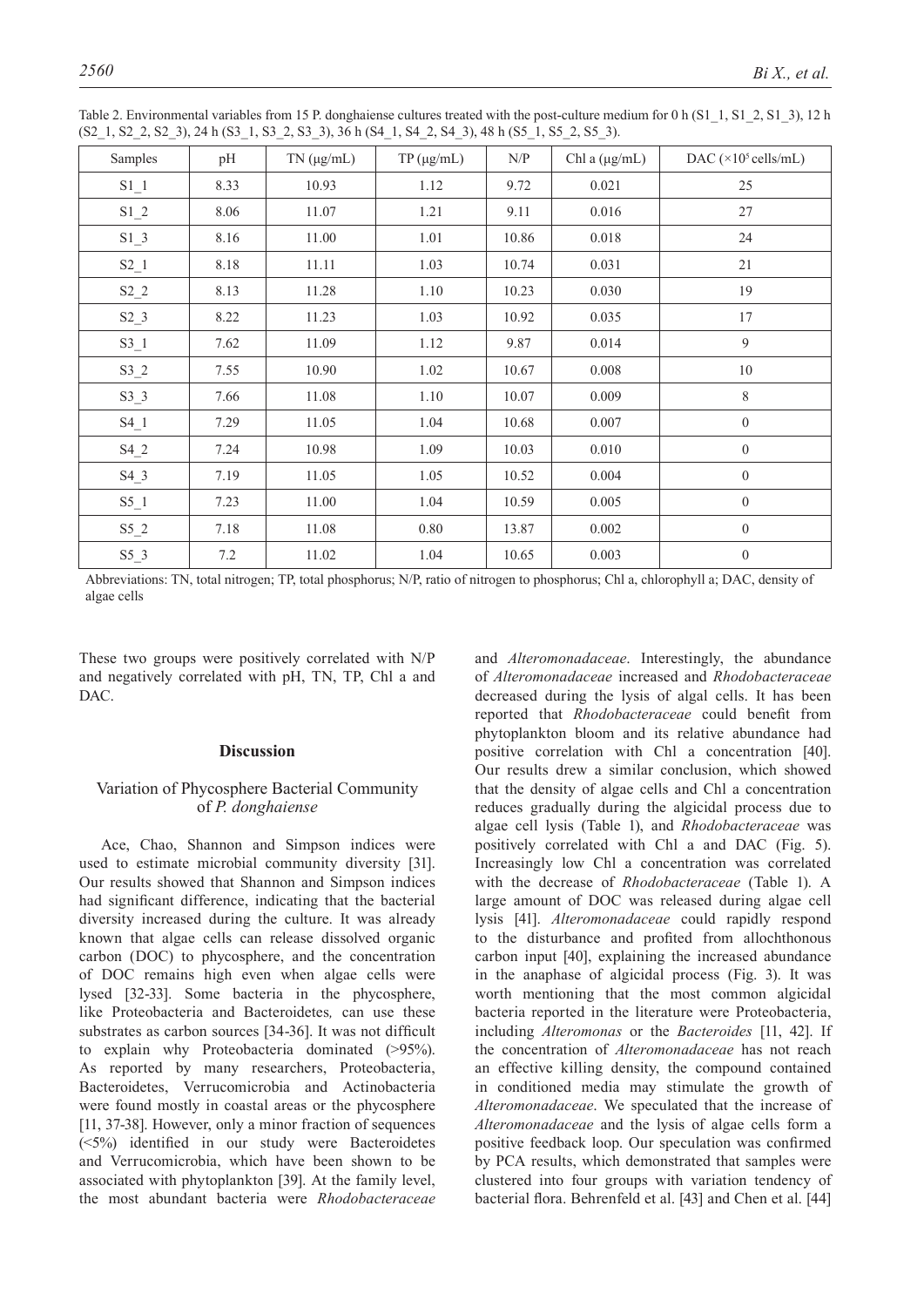Table 2. Environmental variables from 15 P. donghaiense cultures treated with the post-culture medium for 0 h (S1_1, S1_2, S1_3), 12 h (S2_1, S2_2, S2_3), 24 h (S3_1, S3_2, S3_3), 36 h (S4_1, S4_2, S4_3), 48 h (S5_1, S5_2, S5_3).

| Samples | pH | TN (μg/mL) | TP (μg/mL) | N/P | Chl a (μg/mL) | DAC ($\times10^5$ cells/mL) |
|---|---|---|---|---|---|---|
| S1_1 | 8.33 | 10.93 | 1.12 | 9.72 | 0.021 | 25 |
| S1_2 | 8.06 | 11.07 | 1.21 | 9.11 | 0.016 | 27 |
| S1_3 | 8.16 | 11.00 | 1.01 | 10.86 | 0.018 | 24 |
| S2_1 | 8.18 | 11.11 | 1.03 | 10.74 | 0.031 | 21 |
| S2_2 | 8.13 | 11.28 | 1.10 | 10.23 | 0.030 | 19 |
| S2_3 | 8.22 | 11.23 | 1.03 | 10.92 | 0.035 | 17 |
| S3_1 | 7.62 | 11.09 | 1.12 | 9.87 | 0.014 | 9 |
| S3_2 | 7.55 | 10.90 | 1.02 | 10.67 | 0.008 | 10 |
| S3_3 | 7.66 | 11.08 | 1.10 | 10.07 | 0.009 | 8 |
| S4_1 | 7.29 | 11.05 | 1.04 | 10.68 | 0.007 | 0 |
| S4_2 | 7.24 | 10.98 | 1.09 | 10.03 | 0.010 | 0 |
| S4_3 | 7.19 | 11.05 | 1.05 | 10.52 | 0.004 | 0 |
| S5_1 | 7.23 | 11.00 | 1.04 | 10.59 | 0.005 | 0 |
| S5_2 | 7.18 | 11.08 | 0.80 | 13.87 | 0.002 | 0 |
| S5_3 | 7.2 | 11.02 | 1.04 | 10.65 | 0.003 | 0 |

Abbreviations: TN, total nitrogen; TP, total phosphorus; N/P, ratio of nitrogen to phosphorus; Chl a, chlorophyll a; DAC, density of algae cells

These two groups were positively correlated with N/P and negatively correlated with pH, TN, TP, Chl a and DAC.

## Discussion

### Variation of Phycosphere Bacterial Community of *P. donghaiense*

Ace, Chao, Shannon and Simpson indices were used to estimate microbial community diversity [31]. Our results showed that Shannon and Simpson indices had significant difference, indicating that the bacterial diversity increased during the culture. It was already known that algae cells can release dissolved organic carbon (DOC) to phycosphere, and the concentration of DOC remains high even when algae cells were lysed [32-33]. Some bacteria in the phycosphere, like Proteobacteria and Bacteroidetes*,* can use these substrates as carbon sources [34-36]. It was not difficult to explain why Proteobacteria dominated (>95%). As reported by many researchers, Proteobacteria, Bacteroidetes, Verrucomicrobia and Actinobacteria were found mostly in coastal areas or the phycosphere [11, 37-38]. However, only a minor fraction of sequences (<5%) identified in our study were Bacteroidetes and Verrucomicrobia, which have been shown to be associated with phytoplankton [39]. At the family level, the most abundant bacteria were *Rhodobacteraceae* and *Alteromonadaceae*. Interestingly, the abundance of *Alteromonadaceae* increased and *Rhodobacteraceae* decreased during the lysis of algal cells. It has been reported that *Rhodobacteraceae* could benefit from phytoplankton bloom and its relative abundance had positive correlation with Chl a concentration [40]. Our results drew a similar conclusion, which showed that the density of algae cells and Chl a concentration reduces gradually during the algicidal process due to algae cell lysis (Table 1), and *Rhodobacteraceae* was positively correlated with Chl a and DAC (Fig. 5). Increasingly low Chl a concentration was correlated with the decrease of *Rhodobacteraceae* (Table 1). A large amount of DOC was released during algae cell lysis [41]. *Alteromonadaceae* could rapidly respond to the disturbance and profited from allochthonous carbon input [40], explaining the increased abundance in the anaphase of algicidal process (Fig. 3). It was worth mentioning that the most common algicidal bacteria reported in the literature were Proteobacteria, including *Alteromonas* or the *Bacteroides* [11, 42]. If the concentration of *Alteromonadaceae* has not reach an effective killing density, the compound contained in conditioned media may stimulate the growth of *Alteromonadaceae*. We speculated that the increase of *Alteromonadaceae* and the lysis of algae cells form a positive feedback loop. Our speculation was confirmed by PCA results, which demonstrated that samples were clustered into four groups with variation tendency of bacterial flora. Behrenfeld et al. [43] and Chen et al. [44]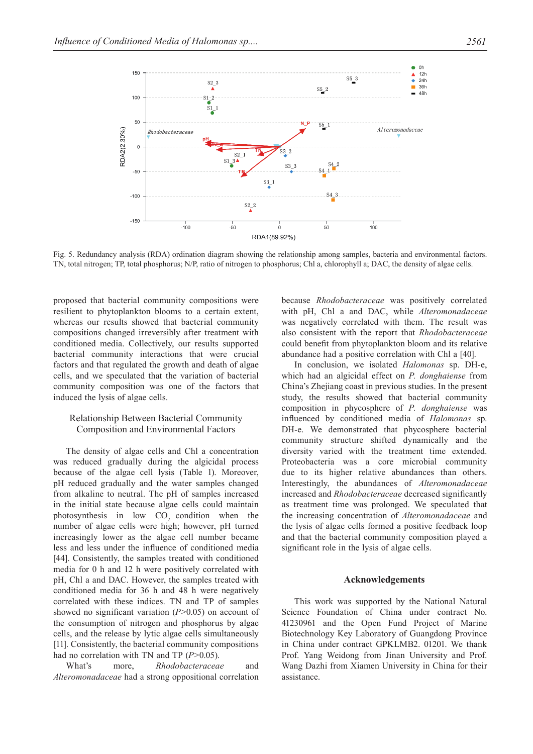Fig. 5. Redundancy analysis (RDA) ordination diagram showing the relationship among samples, bacteria and environmental factors. TN, total nitrogen; TP, total phosphorus; N/P, ratio of nitrogen to phosphorus; Chl a, chlorophyll a; DAC, the density of algae cells.

proposed that bacterial community compositions were resilient to phytoplankton blooms to a certain extent, whereas our results showed that bacterial community compositions changed irreversibly after treatment with conditioned media. Collectively, our results supported bacterial community interactions that were crucial factors and that regulated the growth and death of algae cells, and we speculated that the variation of bacterial community composition was one of the factors that induced the lysis of algae cells.

## Relationship Between Bacterial Community Composition and Environmental Factors

The density of algae cells and Chl a concentration was reduced gradually during the algicidal process because of the algae cell lysis (Table 1). Moreover, pH reduced gradually and the water samples changed from alkaline to neutral. The pH of samples increased in the initial state because algae cells could maintain photosynthesis in low $CO_2$ condition when the number of algae cells were high; however, pH turned increasingly lower as the algae cell number became less and less under the influence of conditioned media [44]. Consistently, the samples treated with conditioned media for 0 h and 12 h were positively correlated with pH, Chl a and DAC. However, the samples treated with conditioned media for 36 h and 48 h were negatively correlated with these indices. TN and TP of samples showed no significant variation ($P$>0.05) on account of the consumption of nitrogen and phosphorus by algae cells, and the release by lytic algae cells simultaneously [11]. Consistently, the bacterial community compositions had no correlation with TN and TP ($P$>0.05).

What's more, *Rhodobacteraceae* and *Alteromonadaceae* had a strong oppositional correlation because *Rhodobacteraceae* was positively correlated with pH, Chl a and DAC, while *Alteromonadaceae* was negatively correlated with them. The result was also consistent with the report that *Rhodobacteraceae* could benefit from phytoplankton bloom and its relative abundance had a positive correlation with Chl a [40].

In conclusion, we isolated *Halomonas* sp. DH-e, which had an algicidal effect on *P. donghaiense* from China's Zhejiang coast in previous studies. In the present study, the results showed that bacterial community composition in phycosphere of *P. donghaiense* was influenced by conditioned media of *Halomonas* sp. DH-e. We demonstrated that phycosphere bacterial community structure shifted dynamically and the diversity varied with the treatment time extended. Proteobacteria was a core microbial community due to its higher relative abundances than others. Interestingly, the abundances of *Alteromonadaceae* increased and *Rhodobacteraceae* decreased significantly as treatment time was prolonged. We speculated that the increasing concentration of *Alteromonadaceae* and the lysis of algae cells formed a positive feedback loop and that the bacterial community composition played a significant role in the lysis of algae cells.

## Acknowledgements

This work was supported by the National Natural Science Foundation of China under contract No. 41230961 and the Open Fund Project of Marine Biotechnology Key Laboratory of Guangdong Province in China under contract GPKLMB2. 01201. We thank Prof. Yang Weidong from Jinan University and Prof. Wang Dazhi from Xiamen University in China for their assistance.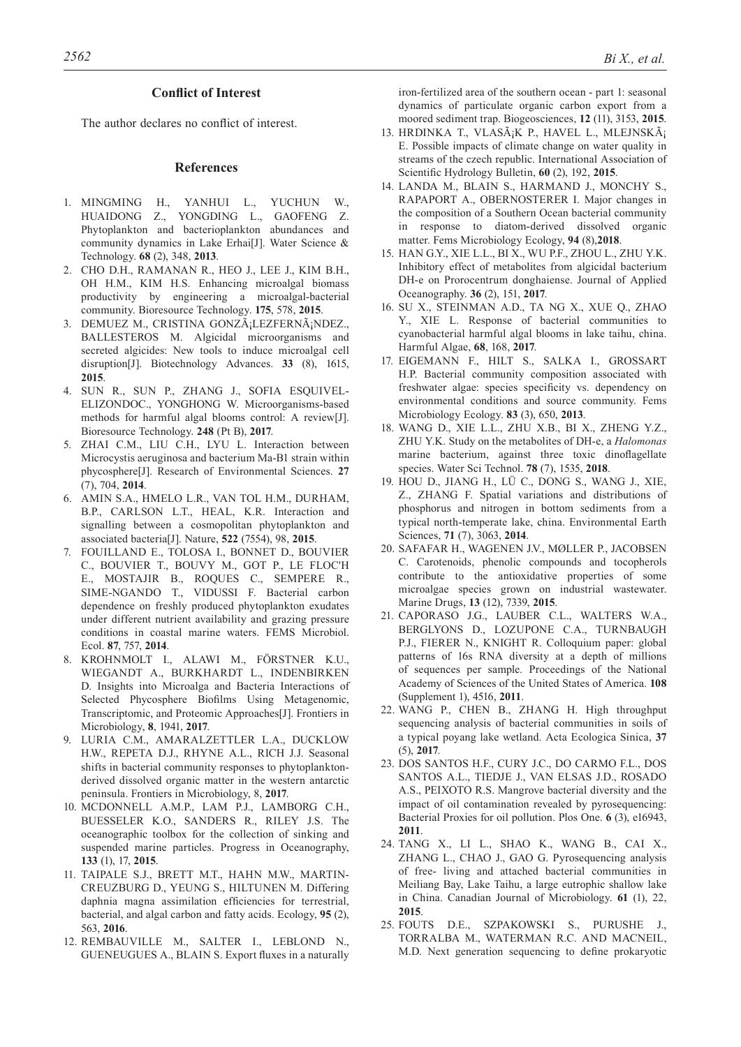## Conflict of Interest

The author declares no conflict of interest.

## References

1. MINGMING H., YANHUI L., YUCHUN W., HUAIDONG Z., YONGDING L., GAOFENG Z. Phytoplankton and bacterioplankton abundances and community dynamics in Lake Erhai[J]. Water Science & Technology. **68** (2), 348, **2013**.
2. CHO D.H., RAMANAN R., HEO J., LEE J., KIM B.H., OH H.M., KIM H.S. Enhancing microalgal biomass productivity by engineering a microalgal-bacterial community. Bioresource Technology. **175**, 578, **2015**.
3. DEMUEZ M., CRISTINA GONZÃ¡LEZFERNÃ¡NDEZ., BALLESTEROS M. Algicidal microorganisms and secreted algicides: New tools to induce microalgal cell disruption[J]. Biotechnology Advances. **33** (8), 1615, **2015**.
4. SUN R., SUN P., ZHANG J., SOFIA ESQUIVEL-ELIZONDOC., YONGHONG W. Microorganisms-based methods for harmful algal blooms control: A review[J]. Bioresource Technology. **248** (Pt B), **2017**.
5. ZHAI C.M., LIU C.H., LYU L. Interaction between Microcystis aeruginosa and bacterium Ma-B1 strain within phycosphere[J]. Research of Environmental Sciences. **27** (7), 704, **2014**.
6. AMIN S.A., HMELO L.R., VAN TOL H.M., DURHAM, B.P., CARLSON L.T., HEAL, K.R. Interaction and signalling between a cosmopolitan phytoplankton and associated bacteria[J]. Nature, **522** (7554), 98, **2015**.
7. FOUILLAND E., TOLOSA I., BONNET D., BOUVIER C., BOUVIER T., BOUVY M., GOT P., LE FLOC'H E., MOSTAJIR B., ROQUES C., SEMPERE R., SIME-NGANDO T., VIDUSSI F. Bacterial carbon dependence on freshly produced phytoplankton exudates under different nutrient availability and grazing pressure conditions in coastal marine waters. FEMS Microbiol. Ecol. **87**, 757, **2014**.
8. KROHNMOLT I., ALAWI M., FÖRSTNER K.U., WIEGANDT A., BURKHARDT L., INDENBIRKEN D. Insights into Microalga and Bacteria Interactions of Selected Phycosphere Biofilms Using Metagenomic, Transcriptomic, and Proteomic Approaches[J]. Frontiers in Microbiology, **8**, 1941, **2017**.
9. LURIA C.M., AMARALZETTLER L.A., DUCKLOW H.W., REPETA D.J., RHYNE A.L., RICH J.J. Seasonal shifts in bacterial community responses to phytoplankton-derived dissolved organic matter in the western antarctic peninsula. Frontiers in Microbiology, 8, **2017**.
10. MCDONNELL A.M.P., LAM P.J., LAMBORG C.H., BUESSELER K.O., SANDERS R., RILEY J.S. The oceanographic toolbox for the collection of sinking and suspended marine particles. Progress in Oceanography, **133** (1), 17, **2015**.
11. TAIPALE S.J., BRETT M.T., HAHN M.W., MARTIN-CREUZBURG D., YEUNG S., HILTUNEN M. Differing daphnia magna assimilation efficiencies for terrestrial, bacterial, and algal carbon and fatty acids. Ecology, **95** (2), 563, **2016**.
12. REMBAUVILLE M., SALTER I., LEBLOND N., GUENEUGUES A., BLAIN S. Export fluxes in a naturally iron-fertilized area of the southern ocean - part 1: seasonal dynamics of particulate organic carbon export from a moored sediment trap. Biogeosciences, **12** (11), 3153, **2015**.
13. HRDINKA T., VLASÃ¡K P., HAVEL L., MLEJNSKÃ¡ E. Possible impacts of climate change on water quality in streams of the czech republic. International Association of Scientific Hydrology Bulletin, **60** (2), 192, **2015**.
14. LANDA M., BLAIN S., HARMAND J., MONCHY S., RAPAPORT A., OBERNOSTERER I. Major changes in the composition of a Southern Ocean bacterial community in response to diatom-derived dissolved organic matter. Fems Microbiology Ecology, **94** (8),**2018**.
15. HAN G.Y., XIE L.L., BI X., WU P.F., ZHOU L., ZHU Y.K. Inhibitory effect of metabolites from algicidal bacterium DH-e on Prorocentrum donghaiense. Journal of Applied Oceanography. **36** (2), 151, **2017**.
16. SU X., STEINMAN A.D., TA NG X., XUE Q., ZHAO Y., XIE L. Response of bacterial communities to cyanobacterial harmful algal blooms in lake taihu, china. Harmful Algae, **68**, 168, **2017**.
17. EIGEMANN F., HILT S., SALKA I., GROSSART H.P. Bacterial community composition associated with freshwater algae: species specificity vs. dependency on environmental conditions and source community. Fems Microbiology Ecology. **83** (3), 650, **2013**.
18. WANG D., XIE L.L., ZHU X.B., BI X., ZHENG Y.Z., ZHU Y.K. Study on the metabolites of DH-e, a *Halomonas* marine bacterium, against three toxic dinoflagellate species. Water Sci Technol. **78** (7), 1535, **2018**.
19. HOU D., JIANG H., LÜ C., DONG S., WANG J., XIE, Z., ZHANG F. Spatial variations and distributions of phosphorus and nitrogen in bottom sediments from a typical north-temperate lake, china. Environmental Earth Sciences, **71** (7), 3063, **2014**.
20. SAFAFAR H., WAGENEN J.V., MØLLER P., JACOBSEN C. Carotenoids, phenolic compounds and tocopherols contribute to the antioxidative properties of some microalgae species grown on industrial wastewater. Marine Drugs, **13** (12), 7339, **2015**.
21. CAPORASO J.G., LAUBER C.L., WALTERS W.A., BERGLYONS D., LOZUPONE C.A., TURNBAUGH P.J., FIERER N., KNIGHT R. Colloquium paper: global patterns of 16s RNA diversity at a depth of millions of sequences per sample. Proceedings of the National Academy of Sciences of the United States of America. **108** (Supplement 1), 4516, **2011**.
22. WANG P., CHEN B., ZHANG H. High throughput sequencing analysis of bacterial communities in soils of a typical poyang lake wetland. Acta Ecologica Sinica, **37** (5), **2017**.
23. DOS SANTOS H.F., CURY J.C., DO CARMO F.L., DOS SANTOS A.L., TIEDJE J., VAN ELSAS J.D., ROSADO A.S., PEIXOTO R.S. Mangrove bacterial diversity and the impact of oil contamination revealed by pyrosequencing: Bacterial Proxies for oil pollution. Plos One. **6** (3), e16943, **2011**.
24. TANG X., LI L., SHAO K., WANG B., CAI X., ZHANG L., CHAO J., GAO G. Pyrosequencing analysis of free- living and attached bacterial communities in Meiliang Bay, Lake Taihu, a large eutrophic shallow lake in China. Canadian Journal of Microbiology. **61** (1), 22, **2015**.
25. FOUTS D.E., SZPAKOWSKI S., PURUSHE J., TORRALBA M., WATERMAN R.C. AND MACNEIL, M.D. Next generation sequencing to define prokaryotic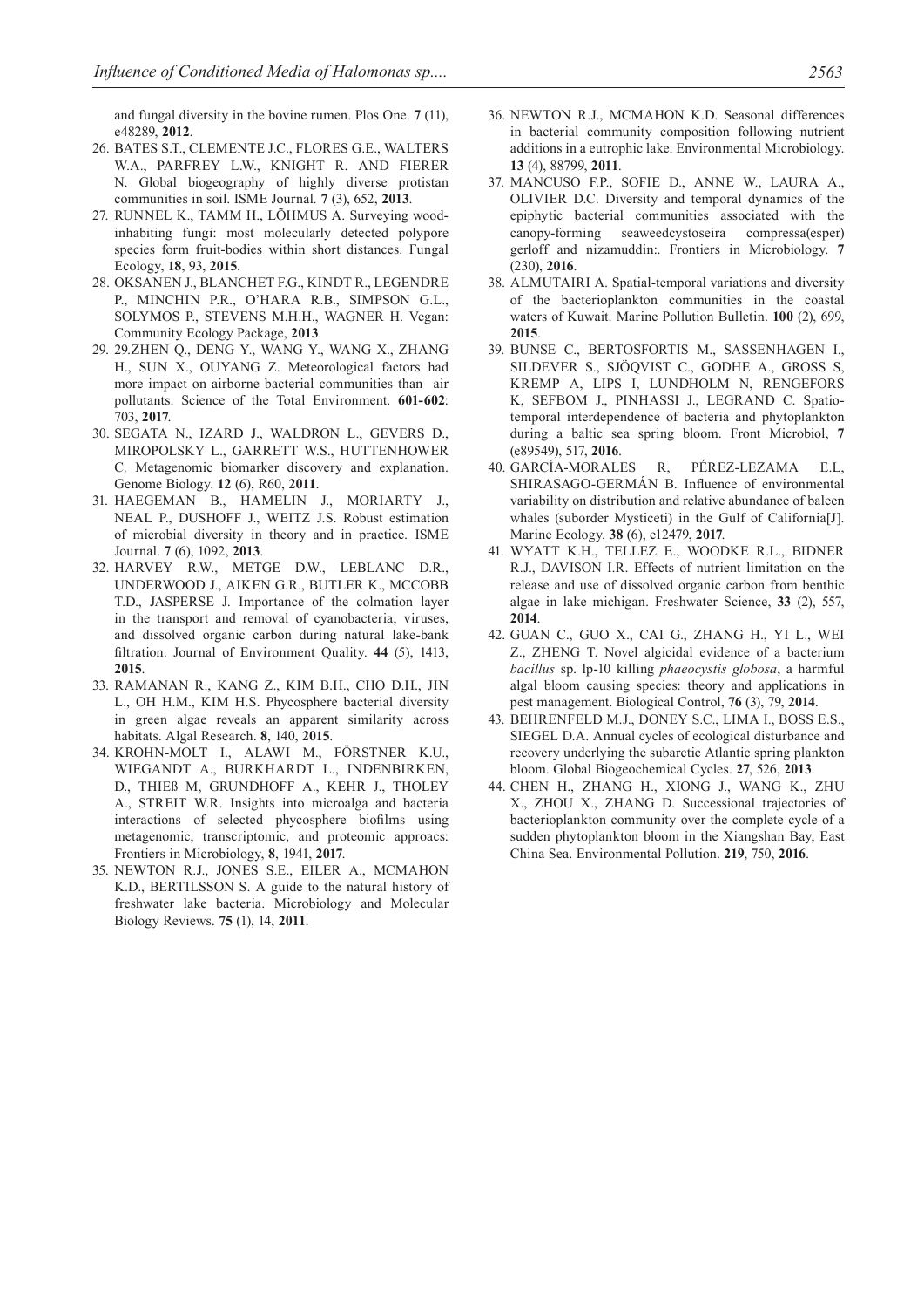and fungal diversity in the bovine rumen. Plos One. **7** (11), e48289, **2012**.

26. BATES S.T., CLEMENTE J.C., FLORES G.E., WALTERS W.A., PARFREY L.W., KNIGHT R. AND FIERER N. Global biogeography of highly diverse protistan communities in soil. ISME Journal. **7** (3), 652, **2013**.
27. RUNNEL K., TAMM H., LÕHMUS A. Surveying wood-inhabiting fungi: most molecularly detected polypore species form fruit-bodies within short distances. Fungal Ecology, **18**, 93, **2015**.
28. OKSANEN J., BLANCHET F.G., KINDT R., LEGENDRE P., MINCHIN P.R., O'HARA R.B., SIMPSON G.L., SOLYMOS P., STEVENS M.H.H., WAGNER H. Vegan: Community Ecology Package, **2013**.
29. 29.ZHEN Q., DENG Y., WANG Y., WANG X., ZHANG H., SUN X., OUYANG Z. Meteorological factors had more impact on airborne bacterial communities than air pollutants. Science of the Total Environment. **601-602**: 703, **2017**.
30. SEGATA N., IZARD J., WALDRON L., GEVERS D., MIROPOLSKY L., GARRETT W.S., HUTTENHOWER C. Metagenomic biomarker discovery and explanation. Genome Biology. **12** (6), R60, **2011**.
31. HAEGEMAN B., HAMELIN J., MORIARTY J., NEAL P., DUSHOFF J., WEITZ J.S. Robust estimation of microbial diversity in theory and in practice. ISME Journal. **7** (6), 1092, **2013**.
32. HARVEY R.W., METGE D.W., LEBLANC D.R., UNDERWOOD J., AIKEN G.R., BUTLER K., MCCOBB T.D., JASPERSE J. Importance of the colmation layer in the transport and removal of cyanobacteria, viruses, and dissolved organic carbon during natural lake-bank filtration. Journal of Environment Quality. **44** (5), 1413, **2015**.
33. RAMANAN R., KANG Z., KIM B.H., CHO D.H., JIN L., OH H.M., KIM H.S. Phycosphere bacterial diversity in green algae reveals an apparent similarity across habitats. Algal Research. **8**, 140, **2015**.
34. KROHN-MOLT I., ALAWI M., FÖRSTNER K.U., WIEGANDT A., BURKHARDT L., INDENBIRKEN, D., THIEß M, GRUNDHOFF A., KEHR J., THOLEY A., STREIT W.R. Insights into microalga and bacteria interactions of selected phycosphere biofilms using metagenomic, transcriptomic, and proteomic approacs: Frontiers in Microbiology, **8**, 1941, **2017**.
35. NEWTON R.J., JONES S.E., EILER A., MCMAHON K.D., BERTILSSON S. A guide to the natural history of freshwater lake bacteria. Microbiology and Molecular Biology Reviews. **75** (1), 14, **2011**.
36. NEWTON R.J., MCMAHON K.D. Seasonal differences in bacterial community composition following nutrient additions in a eutrophic lake. Environmental Microbiology. **13** (4), 88799, **2011**.
37. MANCUSO F.P., SOFIE D., ANNE W., LAURA A., OLIVIER D.C. Diversity and temporal dynamics of the epiphytic bacterial communities associated with the canopy-forming seaweedcystoseira compressa(esper) gerloff and nizamuddin:. Frontiers in Microbiology. **7** (230), **2016**.
38. ALMUTAIRI A. Spatial-temporal variations and diversity of the bacterioplankton communities in the coastal waters of Kuwait. Marine Pollution Bulletin. **100** (2), 699, **2015**.
39. BUNSE C., BERTOSFORTIS M., SASSENHAGEN I., SILDEVER S., SJÖQVIST C., GODHE A., GROSS S, KREMP A, LIPS I, LUNDHOLM N, RENGEFORS K, SEFBOM J., PINHASSI J., LEGRAND C. Spatio-temporal interdependence of bacteria and phytoplankton during a baltic sea spring bloom. Front Microbiol, **7** (e89549), 517, **2016**.
40. GARCÍA-MORALES R, PÉREZ-LEZAMA E.L, SHIRASAGO-GERMÁN B. Influence of environmental variability on distribution and relative abundance of baleen whales (suborder Mysticeti) in the Gulf of California[J]. Marine Ecology. **38** (6), e12479, **2017**.
41. WYATT K.H., TELLEZ E., WOODKE R.L., BIDNER R.J., DAVISON I.R. Effects of nutrient limitation on the release and use of dissolved organic carbon from benthic algae in lake michigan. Freshwater Science, **33** (2), 557, **2014**.
42. GUAN C., GUO X., CAI G., ZHANG H., YI L., WEI Z., ZHENG T. Novel algicidal evidence of a bacterium *bacillus* sp. lp-10 killing *phaeocystis globosa*, a harmful algal bloom causing species: theory and applications in pest management. Biological Control, **76** (3), 79, **2014**.
43. BEHRENFELD M.J., DONEY S.C., LIMA I., BOSS E.S., SIEGEL D.A. Annual cycles of ecological disturbance and recovery underlying the subarctic Atlantic spring plankton bloom. Global Biogeochemical Cycles. **27**, 526, **2013**.
44. CHEN H., ZHANG H., XIONG J., WANG K., ZHU X., ZHOU X., ZHANG D. Successional trajectories of bacterioplankton community over the complete cycle of a sudden phytoplankton bloom in the Xiangshan Bay, East China Sea. Environmental Pollution. **219**, 750, **2016**.